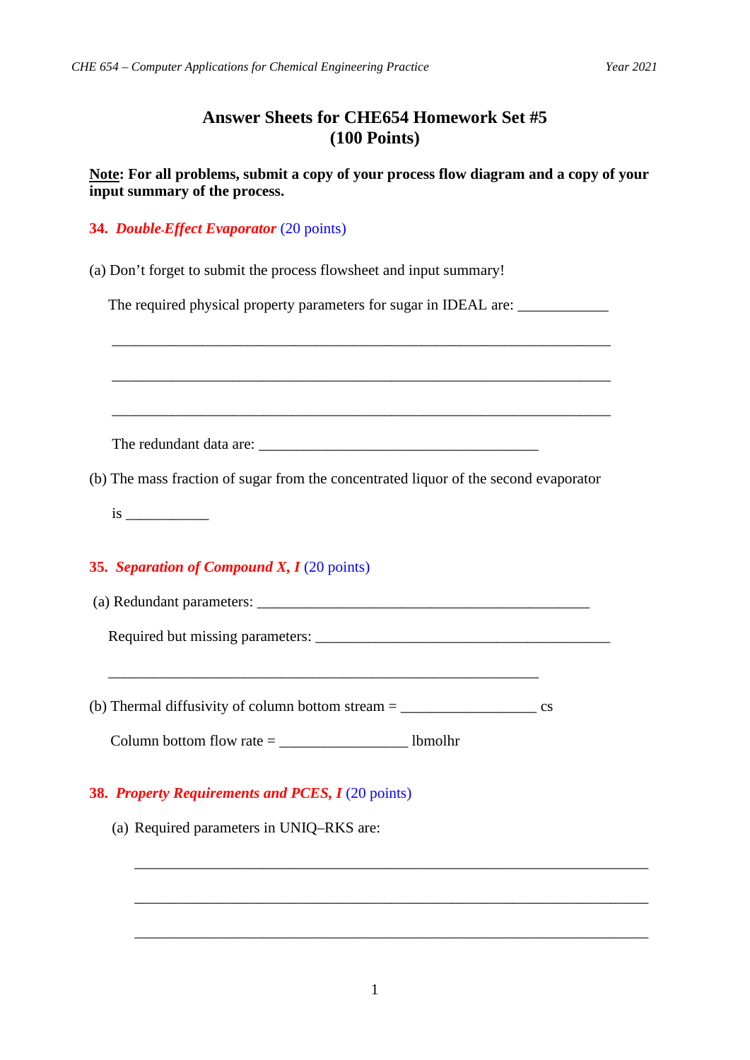# Answer Sheets for CHE654 Homework Set #5
## (100 Points)

**<u>Note</u>: For all problems, submit a copy of your process flow diagram and a copy of your input summary of the process.**

### 34. *Double-Effect Evaporator* (20 points)

(a) Don't forget to submit the process flowsheet and input summary!

The required physical property parameters for sugar in IDEAL are: ____________

_________________________________________________________________

_________________________________________________________________

_________________________________________________________________

The redundant data are: ____________________________________

(b) The mass fraction of sugar from the concentrated liquor of the second evaporator

is ___________

### 35. *Separation of Compound X, I* (20 points)

(a) Redundant parameters: ____________________________________________

Required but missing parameters: _____________________________________

________________________________________________________

(b) Thermal diffusivity of column bottom stream = _________________ cs

Column bottom flow rate = ________________ lbmolhr

### 38. *Property Requirements and PCES, I* (20 points)

(a) Required parameters in UNIQ–RKS are:

_________________________________________________________________

_________________________________________________________________

_________________________________________________________________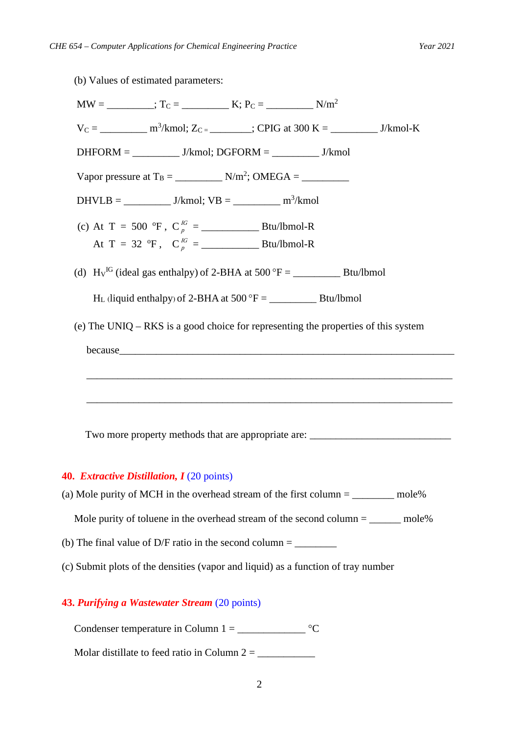(b) Values of estimated parameters:

MW = _________; $T_C$ = _________ K; $P_C$ = _________ $N/m^2$

$V_C$ = _________ $m^3$/kmol; $Z_C$ = ________; CPIG at 300 K = _________ J/kmol-K

DHFORM = _________ J/kmol; DGFORM = _________ J/kmol

Vapor pressure at $T_B$ = _________ $N/m^2$; OMEGA = _________

DHVLB = _________ J/kmol; VB = _________ $m^3$/kmol

(c) At T = 500 °F, $C_p^{IG}$ = ___________ Btu/lbmol-R

At T = 32 °F, $C_p^{IG}$ = ___________ Btu/lbmol-R

(d) $H_V^{IG}$ (ideal gas enthalpy) of 2-BHA at 500 °F = _________ Btu/lbmol

$H_L$ (liquid enthalpy) of 2-BHA at 500 °F = _________ Btu/lbmol

(e) The UNIQ – RKS is a good choice for representing the properties of this system

because_________________________________________________________________

_____________________________________________________________________

_____________________________________________________________________

Two more property methods that are appropriate are: ___________________________

## 40. *Extractive Distillation, I* (20 points)

(a) Mole purity of MCH in the overhead stream of the first column = ________ mole%

Mole purity of toluene in the overhead stream of the second column = ______ mole%

(b) The final value of D/F ratio in the second column = ________

(c) Submit plots of the densities (vapor and liquid) as a function of tray number

## 43. *Purifying a Wastewater Stream* (20 points)

Condenser temperature in Column 1 = _____________ °C

Molar distillate to feed ratio in Column 2 = ___________